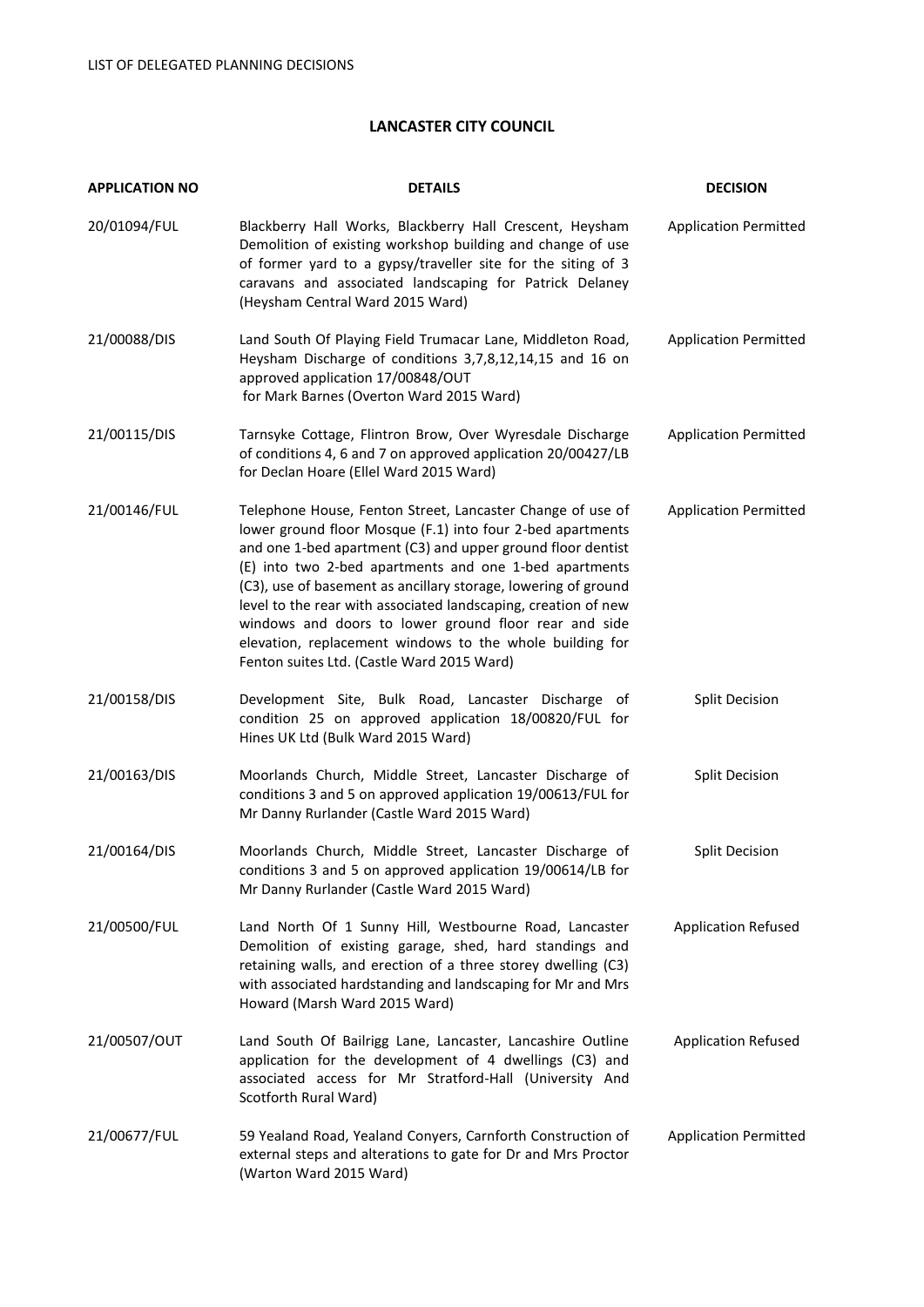LIST OF DELEGATED PLANNING DECISIONS

# LANCASTER CITY COUNCIL

| APPLICATION NO | DETAILS | DECISION |
|---|---|---|
| 20/01094/FUL | Blackberry Hall Works, Blackberry Hall Crescent, Heysham Demolition of existing workshop building and change of use of former yard to a gypsy/traveller site for the siting of 3 caravans and associated landscaping for Patrick Delaney (Heysham Central Ward 2015 Ward) | Application Permitted |
| 21/00088/DIS | Land South Of Playing Field Trumacar Lane, Middleton Road, Heysham Discharge of conditions 3,7,8,12,14,15 and 16 on approved application 17/00848/OUT for Mark Barnes (Overton Ward 2015 Ward) | Application Permitted |
| 21/00115/DIS | Tarnsyke Cottage, Flintron Brow, Over Wyresdale Discharge of conditions 4, 6 and 7 on approved application 20/00427/LB for Declan Hoare (Ellel Ward 2015 Ward) | Application Permitted |
| 21/00146/FUL | Telephone House, Fenton Street, Lancaster Change of use of lower ground floor Mosque (F.1) into four 2-bed apartments and one 1-bed apartment (C3) and upper ground floor dentist (E) into two 2-bed apartments and one 1-bed apartments (C3), use of basement as ancillary storage, lowering of ground level to the rear with associated landscaping, creation of new windows and doors to lower ground floor rear and side elevation, replacement windows to the whole building for Fenton suites Ltd. (Castle Ward 2015 Ward) | Application Permitted |
| 21/00158/DIS | Development Site, Bulk Road, Lancaster Discharge of condition 25 on approved application 18/00820/FUL for Hines UK Ltd (Bulk Ward 2015 Ward) | Split Decision |
| 21/00163/DIS | Moorlands Church, Middle Street, Lancaster Discharge of conditions 3 and 5 on approved application 19/00613/FUL for Mr Danny Rurlander (Castle Ward 2015 Ward) | Split Decision |
| 21/00164/DIS | Moorlands Church, Middle Street, Lancaster Discharge of conditions 3 and 5 on approved application 19/00614/LB for Mr Danny Rurlander (Castle Ward 2015 Ward) | Split Decision |
| 21/00500/FUL | Land North Of 1 Sunny Hill, Westbourne Road, Lancaster Demolition of existing garage, shed, hard standings and retaining walls, and erection of a three storey dwelling (C3) with associated hardstanding and landscaping for Mr and Mrs Howard (Marsh Ward 2015 Ward) | Application Refused |
| 21/00507/OUT | Land South Of Bailrigg Lane, Lancaster, Lancashire Outline application for the development of 4 dwellings (C3) and associated access for Mr Stratford-Hall (University And Scotforth Rural Ward) | Application Refused |
| 21/00677/FUL | 59 Yealand Road, Yealand Conyers, Carnforth Construction of external steps and alterations to gate for Dr and Mrs Proctor (Warton Ward 2015 Ward) | Application Permitted |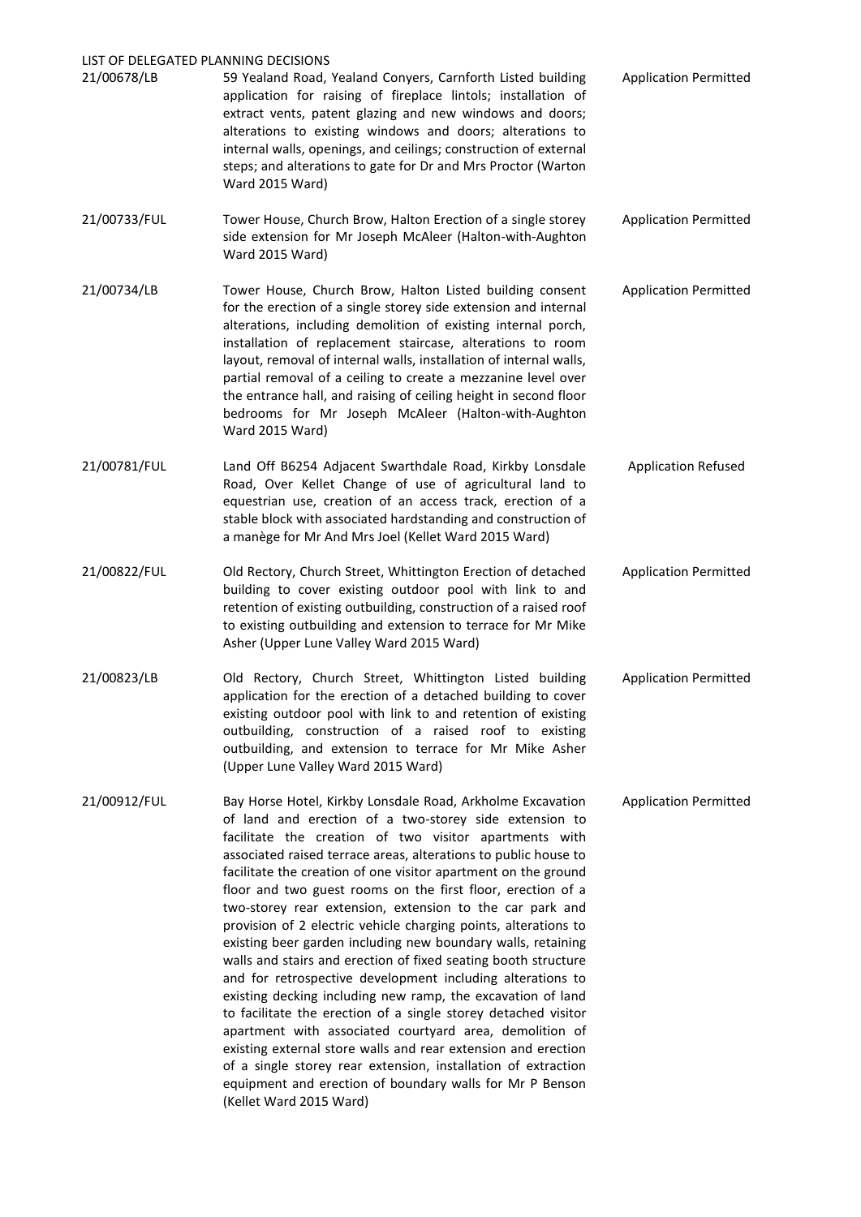LIST OF DELEGATED PLANNING DECISIONS

| | | |
|---|---|---|
| 21/00678/LB | 59 Yealand Road, Yealand Conyers, Carnforth Listed building application for raising of fireplace lintols; installation of extract vents, patent glazing and new windows and doors; alterations to existing windows and doors; alterations to internal walls, openings, and ceilings; construction of external steps; and alterations to gate for Dr and Mrs Proctor (Warton Ward 2015 Ward) | Application Permitted |
| 21/00733/FUL | Tower House, Church Brow, Halton Erection of a single storey side extension for Mr Joseph McAleer (Halton-with-Aughton Ward 2015 Ward) | Application Permitted |
| 21/00734/LB | Tower House, Church Brow, Halton Listed building consent for the erection of a single storey side extension and internal alterations, including demolition of existing internal porch, installation of replacement staircase, alterations to room layout, removal of internal walls, installation of internal walls, partial removal of a ceiling to create a mezzanine level over the entrance hall, and raising of ceiling height in second floor bedrooms for Mr Joseph McAleer (Halton-with-Aughton Ward 2015 Ward) | Application Permitted |
| 21/00781/FUL | Land Off B6254 Adjacent Swarthdale Road, Kirkby Lonsdale Road, Over Kellet Change of use of agricultural land to equestrian use, creation of an access track, erection of a stable block with associated hardstanding and construction of a manège for Mr And Mrs Joel (Kellet Ward 2015 Ward) | Application Refused |
| 21/00822/FUL | Old Rectory, Church Street, Whittington Erection of detached building to cover existing outdoor pool with link to and retention of existing outbuilding, construction of a raised roof to existing outbuilding and extension to terrace for Mr Mike Asher (Upper Lune Valley Ward 2015 Ward) | Application Permitted |
| 21/00823/LB | Old Rectory, Church Street, Whittington Listed building application for the erection of a detached building to cover existing outdoor pool with link to and retention of existing outbuilding, construction of a raised roof to existing outbuilding, and extension to terrace for Mr Mike Asher (Upper Lune Valley Ward 2015 Ward) | Application Permitted |
| 21/00912/FUL | Bay Horse Hotel, Kirkby Lonsdale Road, Arkholme Excavation of land and erection of a two-storey side extension to facilitate the creation of two visitor apartments with associated raised terrace areas, alterations to public house to facilitate the creation of one visitor apartment on the ground floor and two guest rooms on the first floor, erection of a two-storey rear extension, extension to the car park and provision of 2 electric vehicle charging points, alterations to existing beer garden including new boundary walls, retaining walls and stairs and erection of fixed seating booth structure and for retrospective development including alterations to existing decking including new ramp, the excavation of land to facilitate the erection of a single storey detached visitor apartment with associated courtyard area, demolition of existing external store walls and rear extension and erection of a single storey rear extension, installation of extraction equipment and erection of boundary walls for Mr P Benson (Kellet Ward 2015 Ward) | Application Permitted |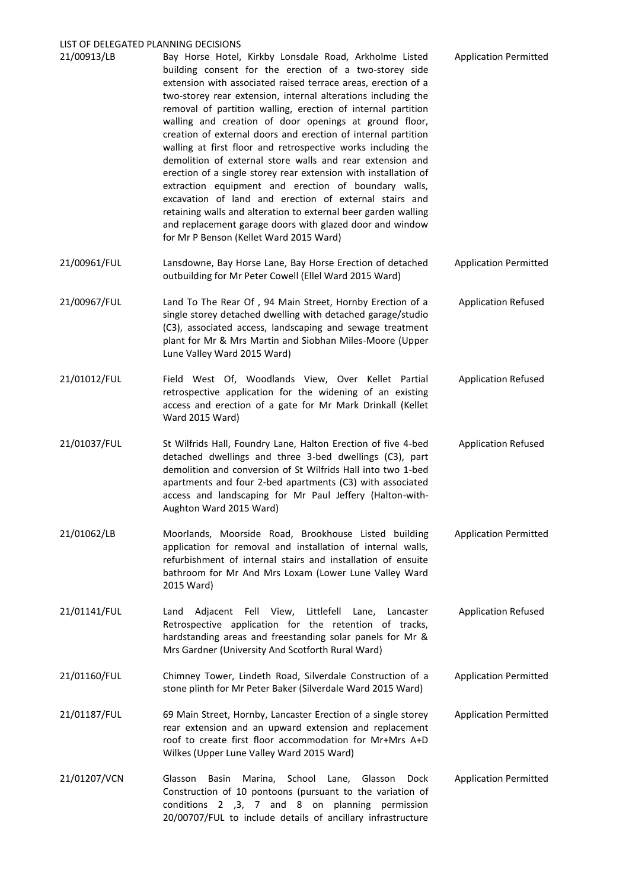LIST OF DELEGATED PLANNING DECISIONS

| | | |
|---|---|---|
| 21/00913/LB | Bay Horse Hotel, Kirkby Lonsdale Road, Arkholme Listed building consent for the erection of a two-storey side extension with associated raised terrace areas, erection of a two-storey rear extension, internal alterations including the removal of partition walling, erection of internal partition walling and creation of door openings at ground floor, creation of external doors and erection of internal partition walling at first floor and retrospective works including the demolition of external store walls and rear extension and erection of a single storey rear extension with installation of extraction equipment and erection of boundary walls, excavation of land and erection of external stairs and retaining walls and alteration to external beer garden walling and replacement garage doors with glazed door and window for Mr P Benson (Kellet Ward 2015 Ward) | Application Permitted |
| 21/00961/FUL | Lansdowne, Bay Horse Lane, Bay Horse Erection of detached outbuilding for Mr Peter Cowell (Ellel Ward 2015 Ward) | Application Permitted |
| 21/00967/FUL | Land To The Rear Of , 94 Main Street, Hornby Erection of a single storey detached dwelling with detached garage/studio (C3), associated access, landscaping and sewage treatment plant for Mr & Mrs Martin and Siobhan Miles-Moore (Upper Lune Valley Ward 2015 Ward) | Application Refused |
| 21/01012/FUL | Field West Of, Woodlands View, Over Kellet Partial retrospective application for the widening of an existing access and erection of a gate for Mr Mark Drinkall (Kellet Ward 2015 Ward) | Application Refused |
| 21/01037/FUL | St Wilfrids Hall, Foundry Lane, Halton Erection of five 4-bed detached dwellings and three 3-bed dwellings (C3), part demolition and conversion of St Wilfrids Hall into two 1-bed apartments and four 2-bed apartments (C3) with associated access and landscaping for Mr Paul Jeffery (Halton-with-Aughton Ward 2015 Ward) | Application Refused |
| 21/01062/LB | Moorlands, Moorside Road, Brookhouse Listed building application for removal and installation of internal walls, refurbishment of internal stairs and installation of ensuite bathroom for Mr And Mrs Loxam (Lower Lune Valley Ward 2015 Ward) | Application Permitted |
| 21/01141/FUL | Land Adjacent Fell View, Littlefell Lane, Lancaster Retrospective application for the retention of tracks, hardstanding areas and freestanding solar panels for Mr & Mrs Gardner (University And Scotforth Rural Ward) | Application Refused |
| 21/01160/FUL | Chimney Tower, Lindeth Road, Silverdale Construction of a stone plinth for Mr Peter Baker (Silverdale Ward 2015 Ward) | Application Permitted |
| 21/01187/FUL | 69 Main Street, Hornby, Lancaster Erection of a single storey rear extension and an upward extension and replacement roof to create first floor accommodation for Mr+Mrs A+D Wilkes (Upper Lune Valley Ward 2015 Ward) | Application Permitted |
| 21/01207/VCN | Glasson Basin Marina, School Lane, Glasson Dock Construction of 10 pontoons (pursuant to the variation of conditions 2 ,3, 7 and 8 on planning permission 20/00707/FUL to include details of ancillary infrastructure | Application Permitted |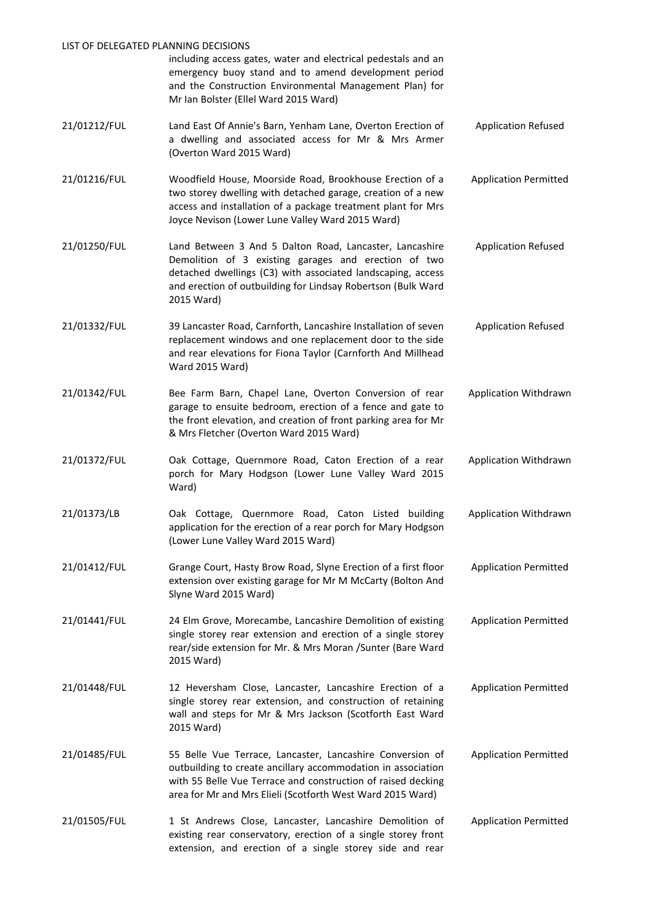| | | |
|---|---|---|
| | including access gates, water and electrical pedestals and an emergency buoy stand and to amend development period and the Construction Environmental Management Plan) for Mr Ian Bolster (Ellel Ward 2015 Ward) | |
| 21/01212/FUL | Land East Of Annie's Barn, Yenham Lane, Overton Erection of a dwelling and associated access for Mr & Mrs Armer (Overton Ward 2015 Ward) | Application Refused |
| 21/01216/FUL | Woodfield House, Moorside Road, Brookhouse Erection of a two storey dwelling with detached garage, creation of a new access and installation of a package treatment plant for Mrs Joyce Nevison (Lower Lune Valley Ward 2015 Ward) | Application Permitted |
| 21/01250/FUL | Land Between 3 And 5 Dalton Road, Lancaster, Lancashire Demolition of 3 existing garages and erection of two detached dwellings (C3) with associated landscaping, access and erection of outbuilding for Lindsay Robertson (Bulk Ward 2015 Ward) | Application Refused |
| 21/01332/FUL | 39 Lancaster Road, Carnforth, Lancashire Installation of seven replacement windows and one replacement door to the side and rear elevations for Fiona Taylor (Carnforth And Millhead Ward 2015 Ward) | Application Refused |
| 21/01342/FUL | Bee Farm Barn, Chapel Lane, Overton Conversion of rear garage to ensuite bedroom, erection of a fence and gate to the front elevation, and creation of front parking area for Mr & Mrs Fletcher (Overton Ward 2015 Ward) | Application Withdrawn |
| 21/01372/FUL | Oak Cottage, Quernmore Road, Caton Erection of a rear porch for Mary Hodgson (Lower Lune Valley Ward 2015 Ward) | Application Withdrawn |
| 21/01373/LB | Oak Cottage, Quernmore Road, Caton Listed building application for the erection of a rear porch for Mary Hodgson (Lower Lune Valley Ward 2015 Ward) | Application Withdrawn |
| 21/01412/FUL | Grange Court, Hasty Brow Road, Slyne Erection of a first floor extension over existing garage for Mr M McCarty (Bolton And Slyne Ward 2015 Ward) | Application Permitted |
| 21/01441/FUL | 24 Elm Grove, Morecambe, Lancashire Demolition of existing single storey rear extension and erection of a single storey rear/side extension for Mr. & Mrs Moran /Sunter (Bare Ward 2015 Ward) | Application Permitted |
| 21/01448/FUL | 12 Heversham Close, Lancaster, Lancashire Erection of a single storey rear extension, and construction of retaining wall and steps for Mr & Mrs Jackson (Scotforth East Ward 2015 Ward) | Application Permitted |
| 21/01485/FUL | 55 Belle Vue Terrace, Lancaster, Lancashire Conversion of outbuilding to create ancillary accommodation in association with 55 Belle Vue Terrace and construction of raised decking area for Mr and Mrs Elieli (Scotforth West Ward 2015 Ward) | Application Permitted |
| 21/01505/FUL | 1 St Andrews Close, Lancaster, Lancashire Demolition of existing rear conservatory, erection of a single storey front extension, and erection of a single storey side and rear | Application Permitted |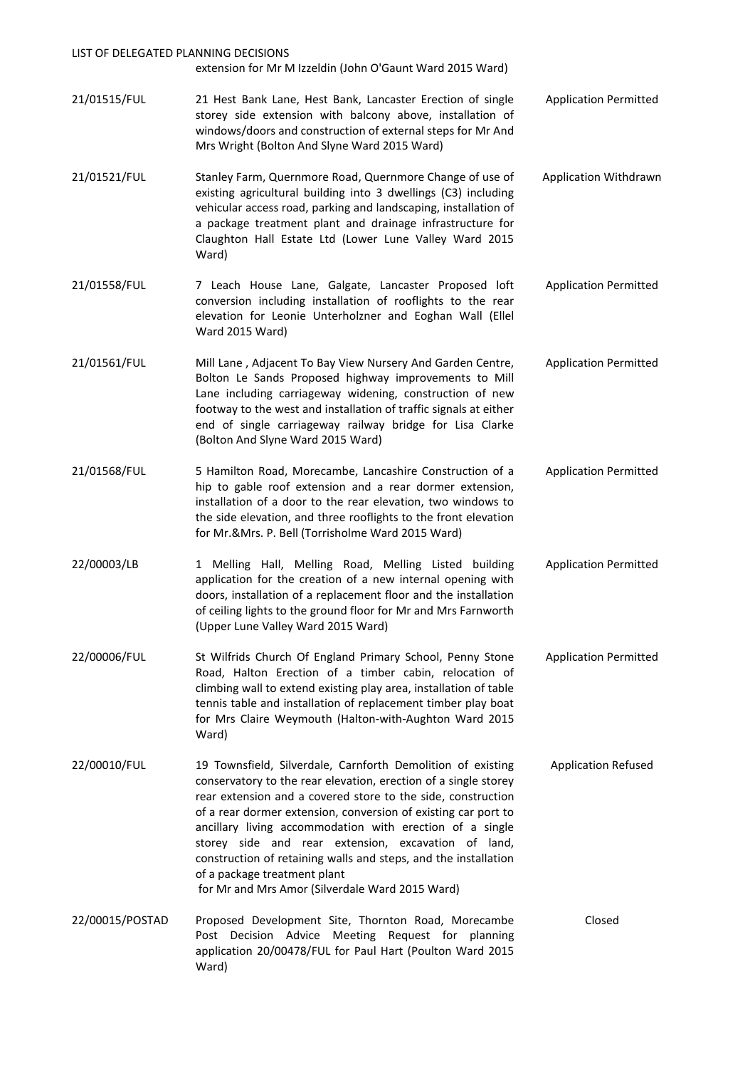extension for Mr M Izzeldin (John O'Gaunt Ward 2015 Ward)

| | | |
|---|---|---|
| 21/01515/FUL | 21 Hest Bank Lane, Hest Bank, Lancaster Erection of single storey side extension with balcony above, installation of windows/doors and construction of external steps for Mr And Mrs Wright (Bolton And Slyne Ward 2015 Ward) | Application Permitted |
| 21/01521/FUL | Stanley Farm, Quernmore Road, Quernmore Change of use of existing agricultural building into 3 dwellings (C3) including vehicular access road, parking and landscaping, installation of a package treatment plant and drainage infrastructure for Claughton Hall Estate Ltd (Lower Lune Valley Ward 2015 Ward) | Application Withdrawn |
| 21/01558/FUL | 7 Leach House Lane, Galgate, Lancaster Proposed loft conversion including installation of rooflights to the rear elevation for Leonie Unterholzner and Eoghan Wall (Ellel Ward 2015 Ward) | Application Permitted |
| 21/01561/FUL | Mill Lane , Adjacent To Bay View Nursery And Garden Centre, Bolton Le Sands Proposed highway improvements to Mill Lane including carriageway widening, construction of new footway to the west and installation of traffic signals at either end of single carriageway railway bridge for Lisa Clarke (Bolton And Slyne Ward 2015 Ward) | Application Permitted |
| 21/01568/FUL | 5 Hamilton Road, Morecambe, Lancashire Construction of a hip to gable roof extension and a rear dormer extension, installation of a door to the rear elevation, two windows to the side elevation, and three rooflights to the front elevation for Mr.&Mrs. P. Bell (Torrisholme Ward 2015 Ward) | Application Permitted |
| 22/00003/LB | 1 Melling Hall, Melling Road, Melling Listed building application for the creation of a new internal opening with doors, installation of a replacement floor and the installation of ceiling lights to the ground floor for Mr and Mrs Farnworth (Upper Lune Valley Ward 2015 Ward) | Application Permitted |
| 22/00006/FUL | St Wilfrids Church Of England Primary School, Penny Stone Road, Halton Erection of a timber cabin, relocation of climbing wall to extend existing play area, installation of table tennis table and installation of replacement timber play boat for Mrs Claire Weymouth (Halton-with-Aughton Ward 2015 Ward) | Application Permitted |
| 22/00010/FUL | 19 Townsfield, Silverdale, Carnforth Demolition of existing conservatory to the rear elevation, erection of a single storey rear extension and a covered store to the side, construction of a rear dormer extension, conversion of existing car port to ancillary living accommodation with erection of a single storey side and rear extension, excavation of land, construction of retaining walls and steps, and the installation of a package treatment plant for Mr and Mrs Amor (Silverdale Ward 2015 Ward) | Application Refused |
| 22/00015/POSTAD | Proposed Development Site, Thornton Road, Morecambe Post Decision Advice Meeting Request for planning application 20/00478/FUL for Paul Hart (Poulton Ward 2015 Ward) | Closed |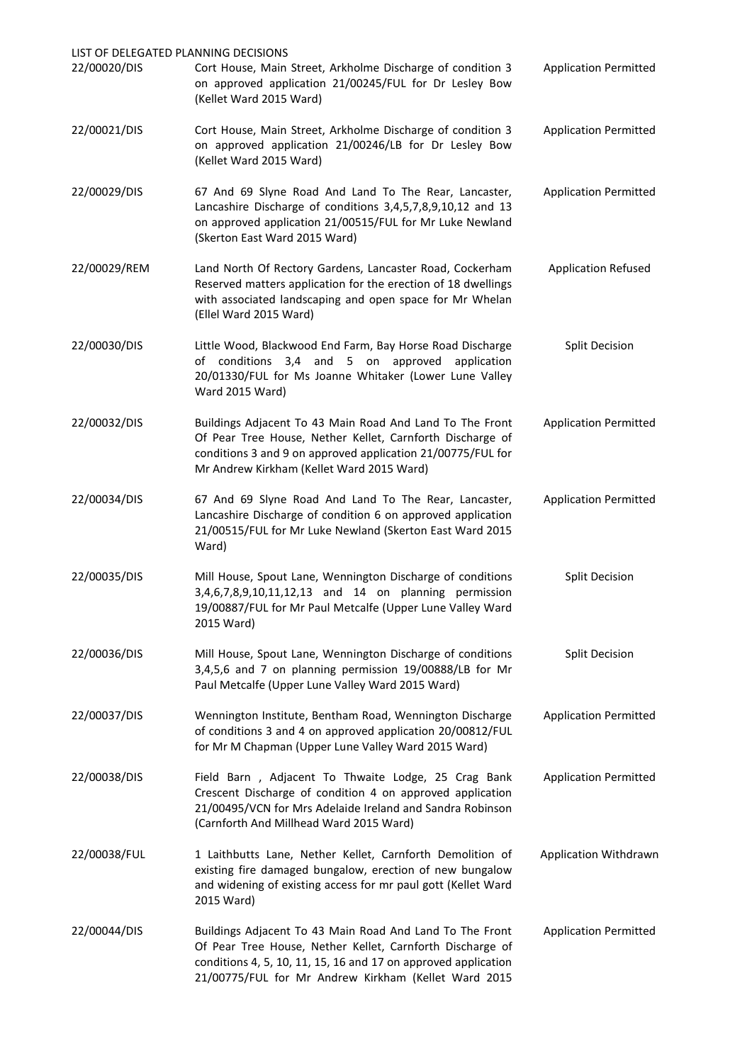LIST OF DELEGATED PLANNING DECISIONS

| | | |
|---|---|---|
| 22/00020/DIS | Cort House, Main Street, Arkholme Discharge of condition 3 on approved application 21/00245/FUL for Dr Lesley Bow (Kellet Ward 2015 Ward) | Application Permitted |
| 22/00021/DIS | Cort House, Main Street, Arkholme Discharge of condition 3 on approved application 21/00246/LB for Dr Lesley Bow (Kellet Ward 2015 Ward) | Application Permitted |
| 22/00029/DIS | 67 And 69 Slyne Road And Land To The Rear, Lancaster, Lancashire Discharge of conditions 3,4,5,7,8,9,10,12 and 13 on approved application 21/00515/FUL for Mr Luke Newland (Skerton East Ward 2015 Ward) | Application Permitted |
| 22/00029/REM | Land North Of Rectory Gardens, Lancaster Road, Cockerham Reserved matters application for the erection of 18 dwellings with associated landscaping and open space for Mr Whelan (Ellel Ward 2015 Ward) | Application Refused |
| 22/00030/DIS | Little Wood, Blackwood End Farm, Bay Horse Road Discharge of conditions 3,4 and 5 on approved application 20/01330/FUL for Ms Joanne Whitaker (Lower Lune Valley Ward 2015 Ward) | Split Decision |
| 22/00032/DIS | Buildings Adjacent To 43 Main Road And Land To The Front Of Pear Tree House, Nether Kellet, Carnforth Discharge of conditions 3 and 9 on approved application 21/00775/FUL for Mr Andrew Kirkham (Kellet Ward 2015 Ward) | Application Permitted |
| 22/00034/DIS | 67 And 69 Slyne Road And Land To The Rear, Lancaster, Lancashire Discharge of condition 6 on approved application 21/00515/FUL for Mr Luke Newland (Skerton East Ward 2015 Ward) | Application Permitted |
| 22/00035/DIS | Mill House, Spout Lane, Wennington Discharge of conditions 3,4,6,7,8,9,10,11,12,13 and 14 on planning permission 19/00887/FUL for Mr Paul Metcalfe (Upper Lune Valley Ward 2015 Ward) | Split Decision |
| 22/00036/DIS | Mill House, Spout Lane, Wennington Discharge of conditions 3,4,5,6 and 7 on planning permission 19/00888/LB for Mr Paul Metcalfe (Upper Lune Valley Ward 2015 Ward) | Split Decision |
| 22/00037/DIS | Wennington Institute, Bentham Road, Wennington Discharge of conditions 3 and 4 on approved application 20/00812/FUL for Mr M Chapman (Upper Lune Valley Ward 2015 Ward) | Application Permitted |
| 22/00038/DIS | Field Barn , Adjacent To Thwaite Lodge, 25 Crag Bank Crescent Discharge of condition 4 on approved application 21/00495/VCN for Mrs Adelaide Ireland and Sandra Robinson (Carnforth And Millhead Ward 2015 Ward) | Application Permitted |
| 22/00038/FUL | 1 Laithbutts Lane, Nether Kellet, Carnforth Demolition of existing fire damaged bungalow, erection of new bungalow and widening of existing access for mr paul gott (Kellet Ward 2015 Ward) | Application Withdrawn |
| 22/00044/DIS | Buildings Adjacent To 43 Main Road And Land To The Front Of Pear Tree House, Nether Kellet, Carnforth Discharge of conditions 4, 5, 10, 11, 15, 16 and 17 on approved application 21/00775/FUL for Mr Andrew Kirkham (Kellet Ward 2015 | Application Permitted |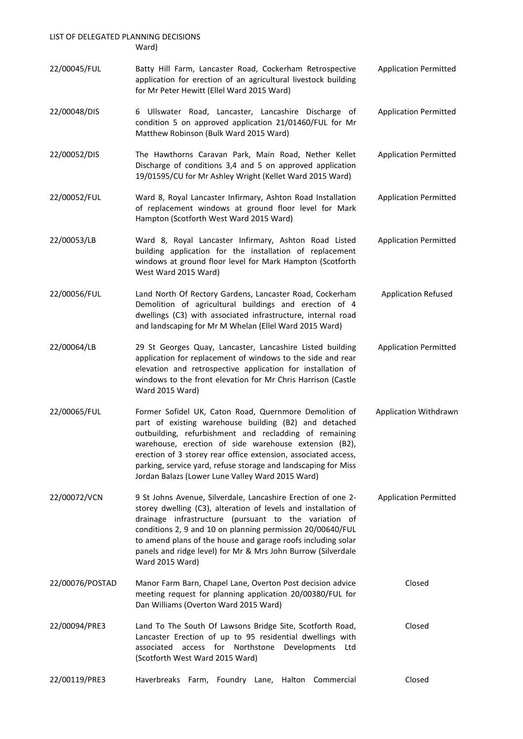LIST OF DELEGATED PLANNING DECISIONS

Ward)

| | | |
|---|---|---|
| 22/00045/FUL | Batty Hill Farm, Lancaster Road, Cockerham Retrospective application for erection of an agricultural livestock building for Mr Peter Hewitt (Ellel Ward 2015 Ward) | Application Permitted |
| 22/00048/DIS | 6 Ullswater Road, Lancaster, Lancashire Discharge of condition 5 on approved application 21/01460/FUL for Mr Matthew Robinson (Bulk Ward 2015 Ward) | Application Permitted |
| 22/00052/DIS | The Hawthorns Caravan Park, Main Road, Nether Kellet Discharge of conditions 3,4 and 5 on approved application 19/01595/CU for Mr Ashley Wright (Kellet Ward 2015 Ward) | Application Permitted |
| 22/00052/FUL | Ward 8, Royal Lancaster Infirmary, Ashton Road Installation of replacement windows at ground floor level for Mark Hampton (Scotforth West Ward 2015 Ward) | Application Permitted |
| 22/00053/LB | Ward 8, Royal Lancaster Infirmary, Ashton Road Listed building application for the installation of replacement windows at ground floor level for Mark Hampton (Scotforth West Ward 2015 Ward) | Application Permitted |
| 22/00056/FUL | Land North Of Rectory Gardens, Lancaster Road, Cockerham Demolition of agricultural buildings and erection of 4 dwellings (C3) with associated infrastructure, internal road and landscaping for Mr M Whelan (Ellel Ward 2015 Ward) | Application Refused |
| 22/00064/LB | 29 St Georges Quay, Lancaster, Lancashire Listed building application for replacement of windows to the side and rear elevation and retrospective application for installation of windows to the front elevation for Mr Chris Harrison (Castle Ward 2015 Ward) | Application Permitted |
| 22/00065/FUL | Former Sofidel UK, Caton Road, Quernmore Demolition of part of existing warehouse building (B2) and detached outbuilding, refurbishment and recladding of remaining warehouse, erection of side warehouse extension (B2), erection of 3 storey rear office extension, associated access, parking, service yard, refuse storage and landscaping for Miss Jordan Balazs (Lower Lune Valley Ward 2015 Ward) | Application Withdrawn |
| 22/00072/VCN | 9 St Johns Avenue, Silverdale, Lancashire Erection of one 2-storey dwelling (C3), alteration of levels and installation of drainage infrastructure (pursuant to the variation of conditions 2, 9 and 10 on planning permission 20/00640/FUL to amend plans of the house and garage roofs including solar panels and ridge level) for Mr & Mrs John Burrow (Silverdale Ward 2015 Ward) | Application Permitted |
| 22/00076/POSTAD | Manor Farm Barn, Chapel Lane, Overton Post decision advice meeting request for planning application 20/00380/FUL for Dan Williams (Overton Ward 2015 Ward) | Closed |
| 22/00094/PRE3 | Land To The South Of Lawsons Bridge Site, Scotforth Road, Lancaster Erection of up to 95 residential dwellings with associated access for Northstone Developments Ltd (Scotforth West Ward 2015 Ward) | Closed |
| 22/00119/PRE3 | Haverbreaks Farm, Foundry Lane, Halton Commercial | Closed |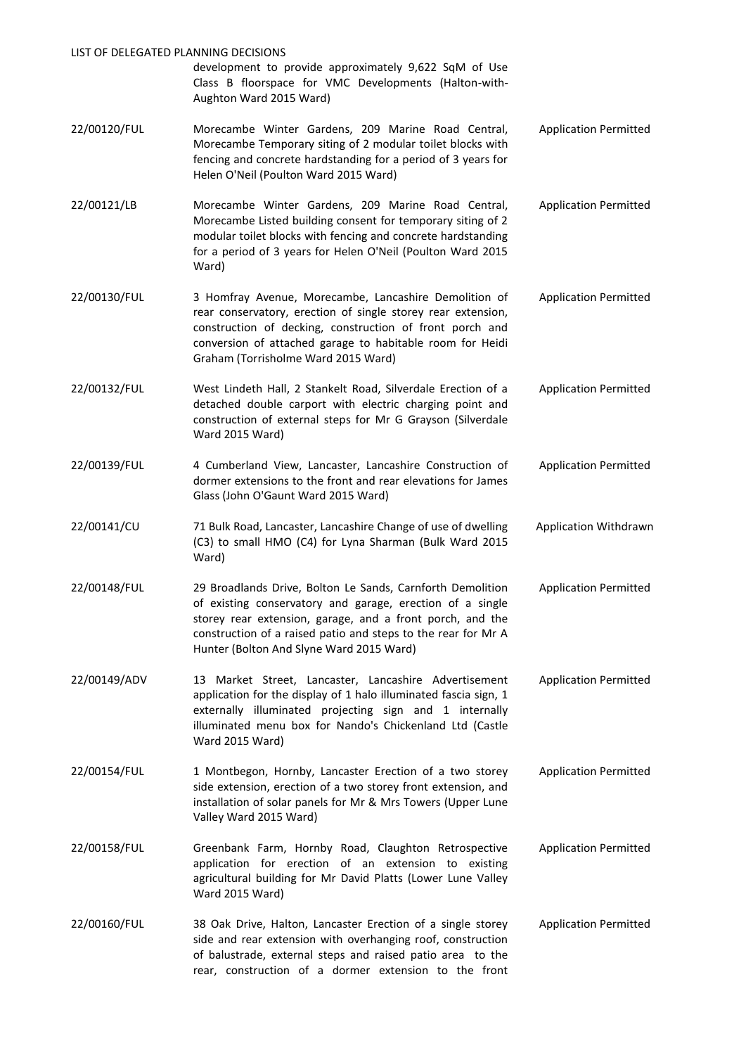| | | |
|---|---|---|
| | development to provide approximately 9,622 SqM of Use Class B floorspace for VMC Developments (Halton-with-Aughton Ward 2015 Ward) | |
| 22/00120/FUL | Morecambe Winter Gardens, 209 Marine Road Central, Morecambe Temporary siting of 2 modular toilet blocks with fencing and concrete hardstanding for a period of 3 years for Helen O'Neil (Poulton Ward 2015 Ward) | Application Permitted |
| 22/00121/LB | Morecambe Winter Gardens, 209 Marine Road Central, Morecambe Listed building consent for temporary siting of 2 modular toilet blocks with fencing and concrete hardstanding for a period of 3 years for Helen O'Neil (Poulton Ward 2015 Ward) | Application Permitted |
| 22/00130/FUL | 3 Homfray Avenue, Morecambe, Lancashire Demolition of rear conservatory, erection of single storey rear extension, construction of decking, construction of front porch and conversion of attached garage to habitable room for Heidi Graham (Torrisholme Ward 2015 Ward) | Application Permitted |
| 22/00132/FUL | West Lindeth Hall, 2 Stankelt Road, Silverdale Erection of a detached double carport with electric charging point and construction of external steps for Mr G Grayson (Silverdale Ward 2015 Ward) | Application Permitted |
| 22/00139/FUL | 4 Cumberland View, Lancaster, Lancashire Construction of dormer extensions to the front and rear elevations for James Glass (John O'Gaunt Ward 2015 Ward) | Application Permitted |
| 22/00141/CU | 71 Bulk Road, Lancaster, Lancashire Change of use of dwelling (C3) to small HMO (C4) for Lyna Sharman (Bulk Ward 2015 Ward) | Application Withdrawn |
| 22/00148/FUL | 29 Broadlands Drive, Bolton Le Sands, Carnforth Demolition of existing conservatory and garage, erection of a single storey rear extension, garage, and a front porch, and the construction of a raised patio and steps to the rear for Mr A Hunter (Bolton And Slyne Ward 2015 Ward) | Application Permitted |
| 22/00149/ADV | 13 Market Street, Lancaster, Lancashire Advertisement application for the display of 1 halo illuminated fascia sign, 1 externally illuminated projecting sign and 1 internally illuminated menu box for Nando's Chickenland Ltd (Castle Ward 2015 Ward) | Application Permitted |
| 22/00154/FUL | 1 Montbegon, Hornby, Lancaster Erection of a two storey side extension, erection of a two storey front extension, and installation of solar panels for Mr & Mrs Towers (Upper Lune Valley Ward 2015 Ward) | Application Permitted |
| 22/00158/FUL | Greenbank Farm, Hornby Road, Claughton Retrospective application for erection of an extension to existing agricultural building for Mr David Platts (Lower Lune Valley Ward 2015 Ward) | Application Permitted |
| 22/00160/FUL | 38 Oak Drive, Halton, Lancaster Erection of a single storey side and rear extension with overhanging roof, construction of balustrade, external steps and raised patio area to the rear, construction of a dormer extension to the front | Application Permitted |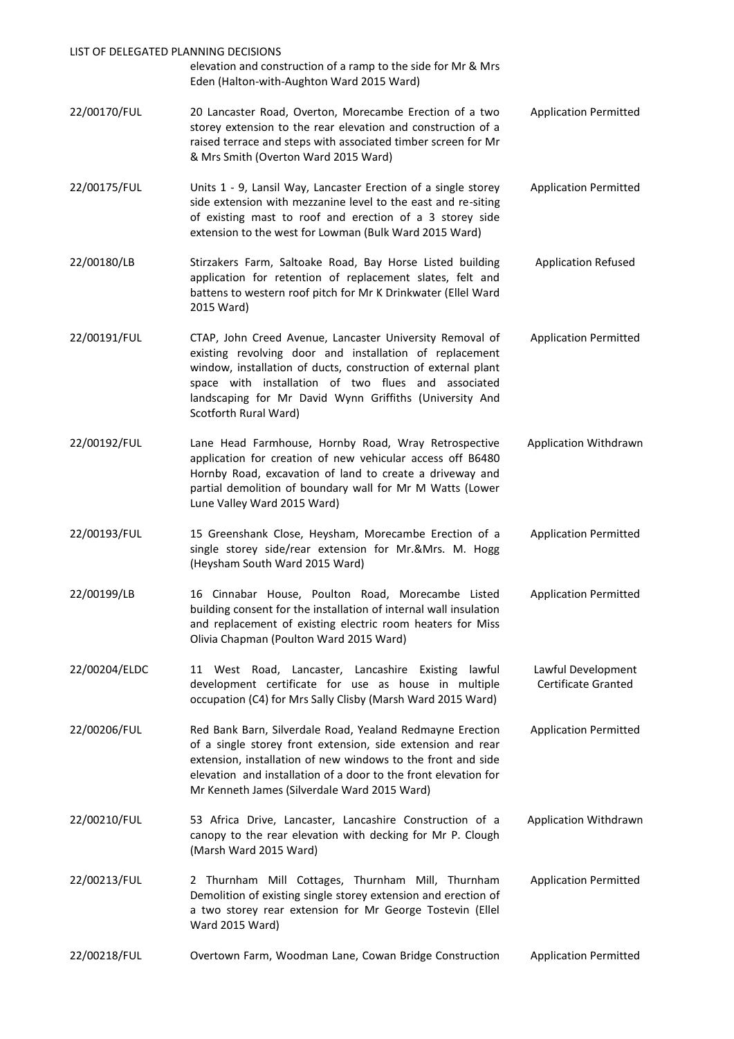| | | |
|---|---|---|
| | elevation and construction of a ramp to the side for Mr & Mrs Eden (Halton-with-Aughton Ward 2015 Ward) | |
| 22/00170/FUL | 20 Lancaster Road, Overton, Morecambe Erection of a two storey extension to the rear elevation and construction of a raised terrace and steps with associated timber screen for Mr & Mrs Smith (Overton Ward 2015 Ward) | Application Permitted |
| 22/00175/FUL | Units 1 - 9, Lansil Way, Lancaster Erection of a single storey side extension with mezzanine level to the east and re-siting of existing mast to roof and erection of a 3 storey side extension to the west for Lowman (Bulk Ward 2015 Ward) | Application Permitted |
| 22/00180/LB | Stirzakers Farm, Saltoake Road, Bay Horse Listed building application for retention of replacement slates, felt and battens to western roof pitch for Mr K Drinkwater (Ellel Ward 2015 Ward) | Application Refused |
| 22/00191/FUL | CTAP, John Creed Avenue, Lancaster University Removal of existing revolving door and installation of replacement window, installation of ducts, construction of external plant space with installation of two flues and associated landscaping for Mr David Wynn Griffiths (University And Scotforth Rural Ward) | Application Permitted |
| 22/00192/FUL | Lane Head Farmhouse, Hornby Road, Wray Retrospective application for creation of new vehicular access off B6480 Hornby Road, excavation of land to create a driveway and partial demolition of boundary wall for Mr M Watts (Lower Lune Valley Ward 2015 Ward) | Application Withdrawn |
| 22/00193/FUL | 15 Greenshank Close, Heysham, Morecambe Erection of a single storey side/rear extension for Mr.&Mrs. M. Hogg (Heysham South Ward 2015 Ward) | Application Permitted |
| 22/00199/LB | 16 Cinnabar House, Poulton Road, Morecambe Listed building consent for the installation of internal wall insulation and replacement of existing electric room heaters for Miss Olivia Chapman (Poulton Ward 2015 Ward) | Application Permitted |
| 22/00204/ELDC | 11 West Road, Lancaster, Lancashire Existing lawful development certificate for use as house in multiple occupation (C4) for Mrs Sally Clisby (Marsh Ward 2015 Ward) | Lawful Development Certificate Granted |
| 22/00206/FUL | Red Bank Barn, Silverdale Road, Yealand Redmayne Erection of a single storey front extension, side extension and rear extension, installation of new windows to the front and side elevation and installation of a door to the front elevation for Mr Kenneth James (Silverdale Ward 2015 Ward) | Application Permitted |
| 22/00210/FUL | 53 Africa Drive, Lancaster, Lancashire Construction of a canopy to the rear elevation with decking for Mr P. Clough (Marsh Ward 2015 Ward) | Application Withdrawn |
| 22/00213/FUL | 2 Thurnham Mill Cottages, Thurnham Mill, Thurnham Demolition of existing single storey extension and erection of a two storey rear extension for Mr George Tostevin (Ellel Ward 2015 Ward) | Application Permitted |
| 22/00218/FUL | Overtown Farm, Woodman Lane, Cowan Bridge Construction | Application Permitted |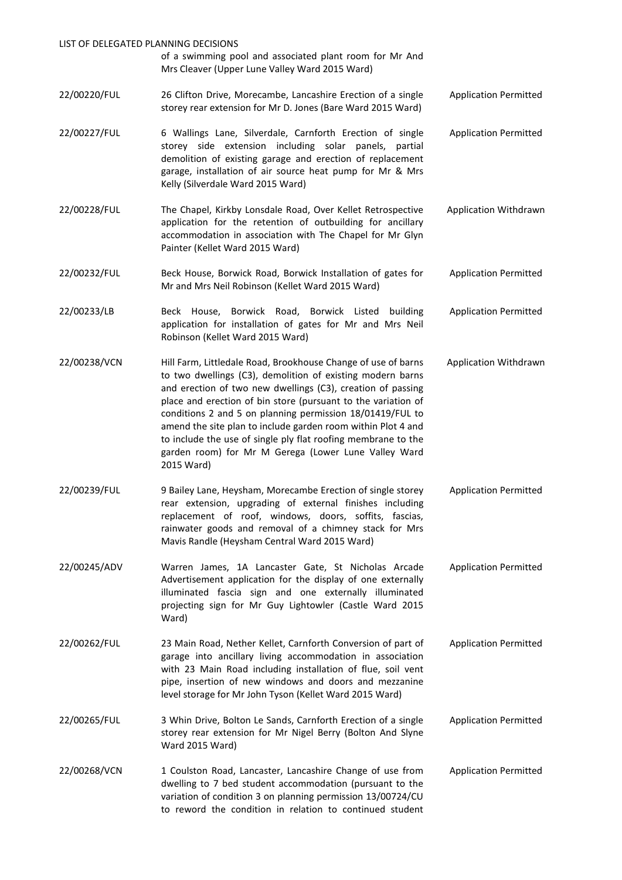| | | |
|---|---|---|
| | of a swimming pool and associated plant room for Mr And Mrs Cleaver (Upper Lune Valley Ward 2015 Ward) | |
| 22/00220/FUL | 26 Clifton Drive, Morecambe, Lancashire Erection of a single storey rear extension for Mr D. Jones (Bare Ward 2015 Ward) | Application Permitted |
| 22/00227/FUL | 6 Wallings Lane, Silverdale, Carnforth Erection of single storey side extension including solar panels, partial demolition of existing garage and erection of replacement garage, installation of air source heat pump for Mr & Mrs Kelly (Silverdale Ward 2015 Ward) | Application Permitted |
| 22/00228/FUL | The Chapel, Kirkby Lonsdale Road, Over Kellet Retrospective application for the retention of outbuilding for ancillary accommodation in association with The Chapel for Mr Glyn Painter (Kellet Ward 2015 Ward) | Application Withdrawn |
| 22/00232/FUL | Beck House, Borwick Road, Borwick Installation of gates for Mr and Mrs Neil Robinson (Kellet Ward 2015 Ward) | Application Permitted |
| 22/00233/LB | Beck House, Borwick Road, Borwick Listed building application for installation of gates for Mr and Mrs Neil Robinson (Kellet Ward 2015 Ward) | Application Permitted |
| 22/00238/VCN | Hill Farm, Littledale Road, Brookhouse Change of use of barns to two dwellings (C3), demolition of existing modern barns and erection of two new dwellings (C3), creation of passing place and erection of bin store (pursuant to the variation of conditions 2 and 5 on planning permission 18/01419/FUL to amend the site plan to include garden room within Plot 4 and to include the use of single ply flat roofing membrane to the garden room) for Mr M Gerega (Lower Lune Valley Ward 2015 Ward) | Application Withdrawn |
| 22/00239/FUL | 9 Bailey Lane, Heysham, Morecambe Erection of single storey rear extension, upgrading of external finishes including replacement of roof, windows, doors, soffits, fascias, rainwater goods and removal of a chimney stack for Mrs Mavis Randle (Heysham Central Ward 2015 Ward) | Application Permitted |
| 22/00245/ADV | Warren James, 1A Lancaster Gate, St Nicholas Arcade Advertisement application for the display of one externally illuminated fascia sign and one externally illuminated projecting sign for Mr Guy Lightowler (Castle Ward 2015 Ward) | Application Permitted |
| 22/00262/FUL | 23 Main Road, Nether Kellet, Carnforth Conversion of part of garage into ancillary living accommodation in association with 23 Main Road including installation of flue, soil vent pipe, insertion of new windows and doors and mezzanine level storage for Mr John Tyson (Kellet Ward 2015 Ward) | Application Permitted |
| 22/00265/FUL | 3 Whin Drive, Bolton Le Sands, Carnforth Erection of a single storey rear extension for Mr Nigel Berry (Bolton And Slyne Ward 2015 Ward) | Application Permitted |
| 22/00268/VCN | 1 Coulston Road, Lancaster, Lancashire Change of use from dwelling to 7 bed student accommodation (pursuant to the variation of condition 3 on planning permission 13/00724/CU to reword the condition in relation to continued student | Application Permitted |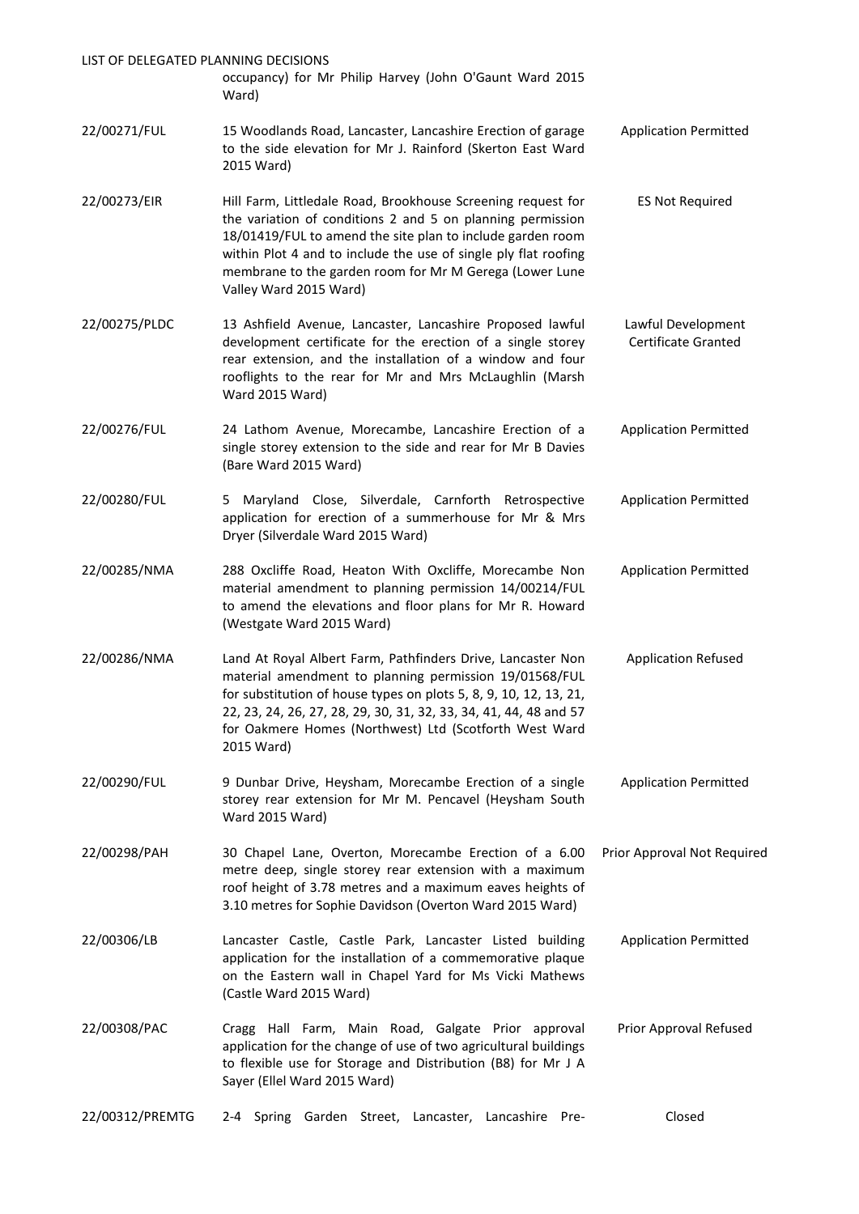| | | |
|---|---|---|
| | occupancy) for Mr Philip Harvey (John O'Gaunt Ward 2015 Ward) | |
| 22/00271/FUL | 15 Woodlands Road, Lancaster, Lancashire Erection of garage to the side elevation for Mr J. Rainford (Skerton East Ward 2015 Ward) | Application Permitted |
| 22/00273/EIR | Hill Farm, Littledale Road, Brookhouse Screening request for the variation of conditions 2 and 5 on planning permission 18/01419/FUL to amend the site plan to include garden room within Plot 4 and to include the use of single ply flat roofing membrane to the garden room for Mr M Gerega (Lower Lune Valley Ward 2015 Ward) | ES Not Required |
| 22/00275/PLDC | 13 Ashfield Avenue, Lancaster, Lancashire Proposed lawful development certificate for the erection of a single storey rear extension, and the installation of a window and four rooflights to the rear for Mr and Mrs McLaughlin (Marsh Ward 2015 Ward) | Lawful Development Certificate Granted |
| 22/00276/FUL | 24 Lathom Avenue, Morecambe, Lancashire Erection of a single storey extension to the side and rear for Mr B Davies (Bare Ward 2015 Ward) | Application Permitted |
| 22/00280/FUL | 5 Maryland Close, Silverdale, Carnforth Retrospective application for erection of a summerhouse for Mr & Mrs Dryer (Silverdale Ward 2015 Ward) | Application Permitted |
| 22/00285/NMA | 288 Oxcliffe Road, Heaton With Oxcliffe, Morecambe Non material amendment to planning permission 14/00214/FUL to amend the elevations and floor plans for Mr R. Howard (Westgate Ward 2015 Ward) | Application Permitted |
| 22/00286/NMA | Land At Royal Albert Farm, Pathfinders Drive, Lancaster Non material amendment to planning permission 19/01568/FUL for substitution of house types on plots 5, 8, 9, 10, 12, 13, 21, 22, 23, 24, 26, 27, 28, 29, 30, 31, 32, 33, 34, 41, 44, 48 and 57 for Oakmere Homes (Northwest) Ltd (Scotforth West Ward 2015 Ward) | Application Refused |
| 22/00290/FUL | 9 Dunbar Drive, Heysham, Morecambe Erection of a single storey rear extension for Mr M. Pencavel (Heysham South Ward 2015 Ward) | Application Permitted |
| 22/00298/PAH | 30 Chapel Lane, Overton, Morecambe Erection of a 6.00 metre deep, single storey rear extension with a maximum roof height of 3.78 metres and a maximum eaves heights of 3.10 metres for Sophie Davidson (Overton Ward 2015 Ward) | Prior Approval Not Required |
| 22/00306/LB | Lancaster Castle, Castle Park, Lancaster Listed building application for the installation of a commemorative plaque on the Eastern wall in Chapel Yard for Ms Vicki Mathews (Castle Ward 2015 Ward) | Application Permitted |
| 22/00308/PAC | Cragg Hall Farm, Main Road, Galgate Prior approval application for the change of use of two agricultural buildings to flexible use for Storage and Distribution (B8) for Mr J A Sayer (Ellel Ward 2015 Ward) | Prior Approval Refused |
| 22/00312/PREMTG | 2-4 Spring Garden Street, Lancaster, Lancashire Pre- | Closed |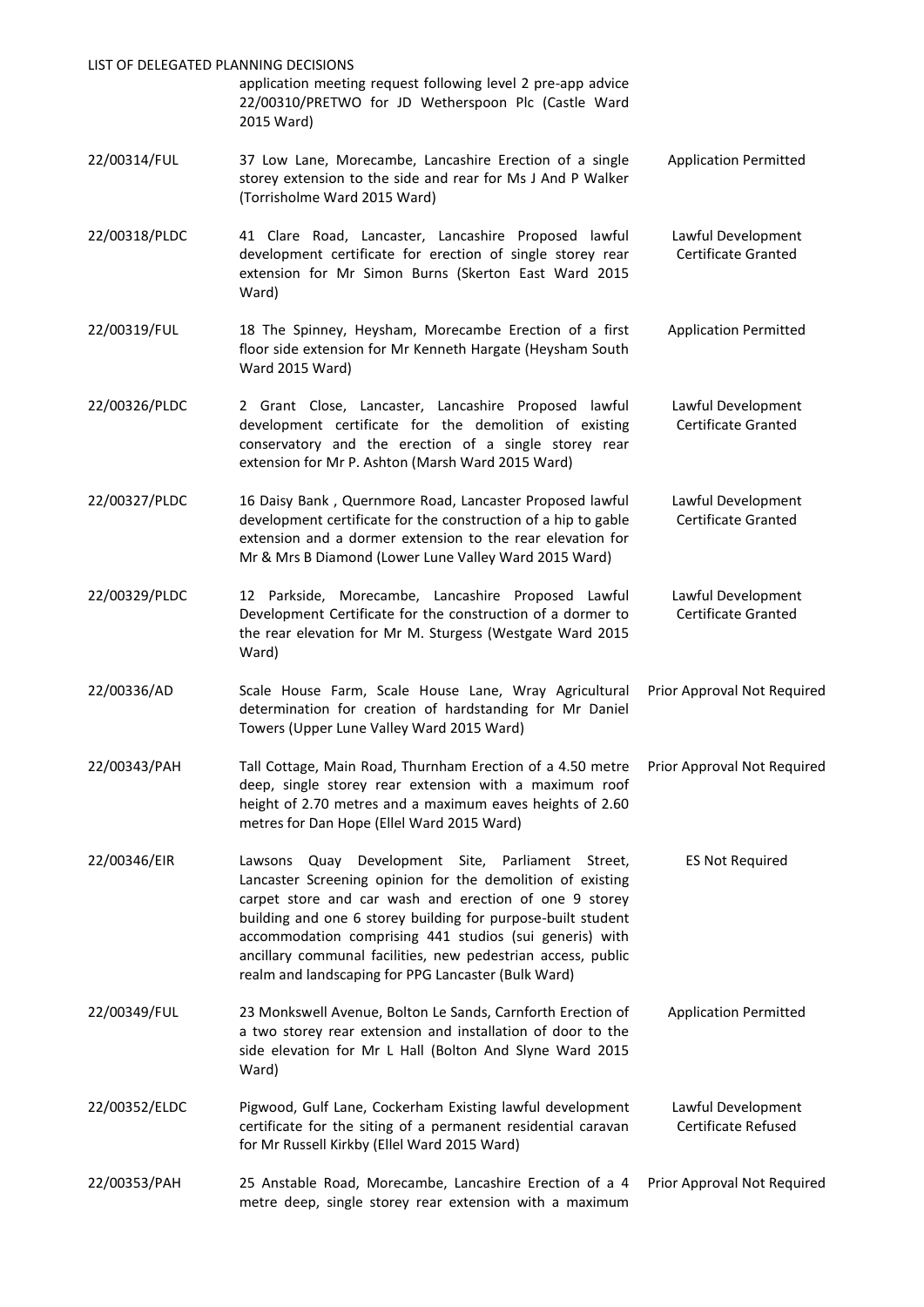| | | |
|---|---|---|
| | application meeting request following level 2 pre-app advice 22/00310/PRETWO for JD Wetherspoon Plc (Castle Ward 2015 Ward) | |
| 22/00314/FUL | 37 Low Lane, Morecambe, Lancashire Erection of a single storey extension to the side and rear for Ms J And P Walker (Torrisholme Ward 2015 Ward) | Application Permitted |
| 22/00318/PLDC | 41 Clare Road, Lancaster, Lancashire Proposed lawful development certificate for erection of single storey rear extension for Mr Simon Burns (Skerton East Ward 2015 Ward) | Lawful Development Certificate Granted |
| 22/00319/FUL | 18 The Spinney, Heysham, Morecambe Erection of a first floor side extension for Mr Kenneth Hargate (Heysham South Ward 2015 Ward) | Application Permitted |
| 22/00326/PLDC | 2 Grant Close, Lancaster, Lancashire Proposed lawful development certificate for the demolition of existing conservatory and the erection of a single storey rear extension for Mr P. Ashton (Marsh Ward 2015 Ward) | Lawful Development Certificate Granted |
| 22/00327/PLDC | 16 Daisy Bank , Quernmore Road, Lancaster Proposed lawful development certificate for the construction of a hip to gable extension and a dormer extension to the rear elevation for Mr & Mrs B Diamond (Lower Lune Valley Ward 2015 Ward) | Lawful Development Certificate Granted |
| 22/00329/PLDC | 12 Parkside, Morecambe, Lancashire Proposed Lawful Development Certificate for the construction of a dormer to the rear elevation for Mr M. Sturgess (Westgate Ward 2015 Ward) | Lawful Development Certificate Granted |
| 22/00336/AD | Scale House Farm, Scale House Lane, Wray Agricultural determination for creation of hardstanding for Mr Daniel Towers (Upper Lune Valley Ward 2015 Ward) | Prior Approval Not Required |
| 22/00343/PAH | Tall Cottage, Main Road, Thurnham Erection of a 4.50 metre deep, single storey rear extension with a maximum roof height of 2.70 metres and a maximum eaves heights of 2.60 metres for Dan Hope (Ellel Ward 2015 Ward) | Prior Approval Not Required |
| 22/00346/EIR | Lawsons Quay Development Site, Parliament Street, Lancaster Screening opinion for the demolition of existing carpet store and car wash and erection of one 9 storey building and one 6 storey building for purpose-built student accommodation comprising 441 studios (sui generis) with ancillary communal facilities, new pedestrian access, public realm and landscaping for PPG Lancaster (Bulk Ward) | ES Not Required |
| 22/00349/FUL | 23 Monkswell Avenue, Bolton Le Sands, Carnforth Erection of a two storey rear extension and installation of door to the side elevation for Mr L Hall (Bolton And Slyne Ward 2015 Ward) | Application Permitted |
| 22/00352/ELDC | Pigwood, Gulf Lane, Cockerham Existing lawful development certificate for the siting of a permanent residential caravan for Mr Russell Kirkby (Ellel Ward 2015 Ward) | Lawful Development Certificate Refused |
| 22/00353/PAH | 25 Anstable Road, Morecambe, Lancashire Erection of a 4 metre deep, single storey rear extension with a maximum | Prior Approval Not Required |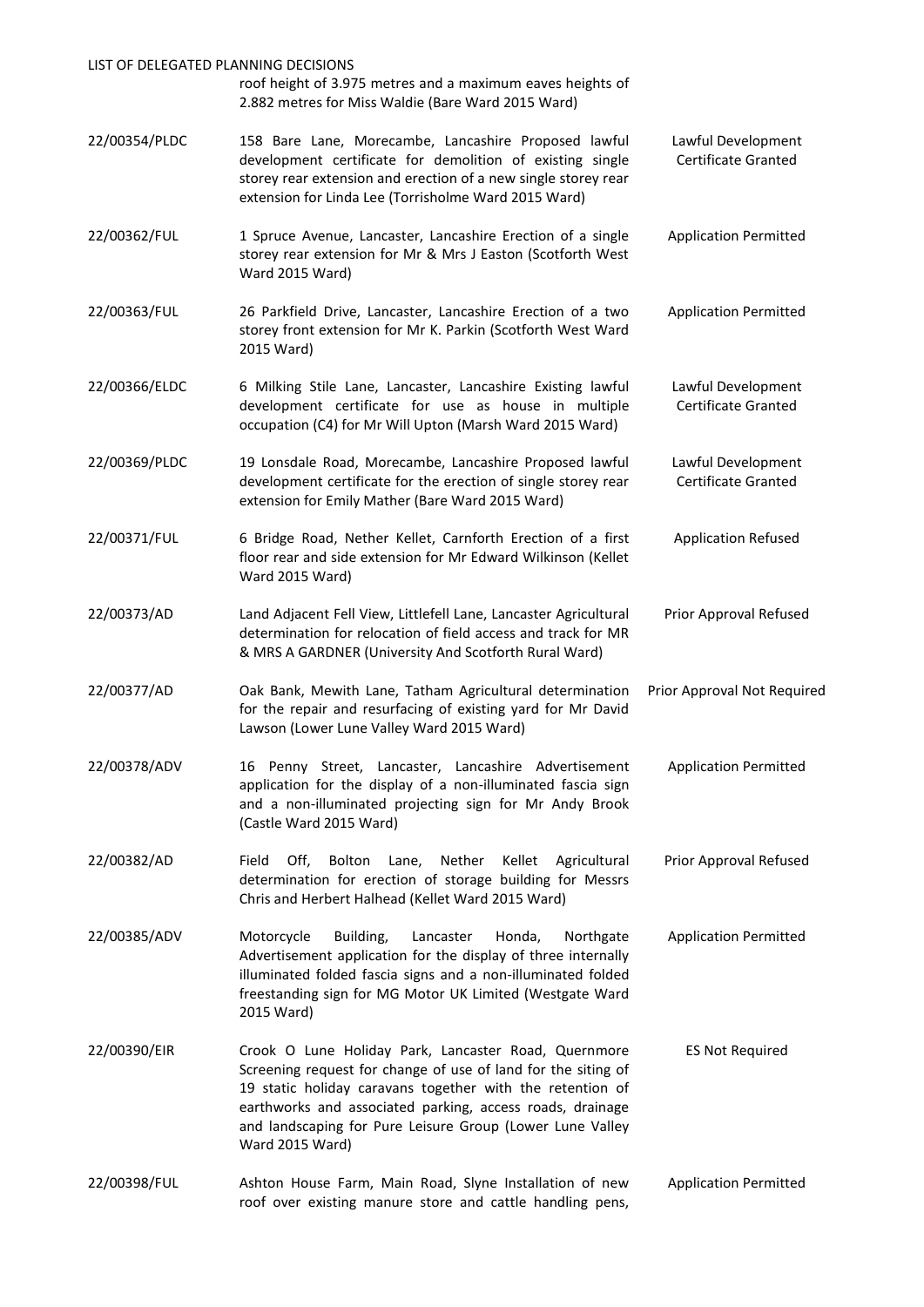| | | |
|---|---|---|
| | roof height of 3.975 metres and a maximum eaves heights of 2.882 metres for Miss Waldie (Bare Ward 2015 Ward) | |
| 22/00354/PLDC | 158 Bare Lane, Morecambe, Lancashire Proposed lawful development certificate for demolition of existing single storey rear extension and erection of a new single storey rear extension for Linda Lee (Torrisholme Ward 2015 Ward) | Lawful Development Certificate Granted |
| 22/00362/FUL | 1 Spruce Avenue, Lancaster, Lancashire Erection of a single storey rear extension for Mr & Mrs J Easton (Scotforth West Ward 2015 Ward) | Application Permitted |
| 22/00363/FUL | 26 Parkfield Drive, Lancaster, Lancashire Erection of a two storey front extension for Mr K. Parkin (Scotforth West Ward 2015 Ward) | Application Permitted |
| 22/00366/ELDC | 6 Milking Stile Lane, Lancaster, Lancashire Existing lawful development certificate for use as house in multiple occupation (C4) for Mr Will Upton (Marsh Ward 2015 Ward) | Lawful Development Certificate Granted |
| 22/00369/PLDC | 19 Lonsdale Road, Morecambe, Lancashire Proposed lawful development certificate for the erection of single storey rear extension for Emily Mather (Bare Ward 2015 Ward) | Lawful Development Certificate Granted |
| 22/00371/FUL | 6 Bridge Road, Nether Kellet, Carnforth Erection of a first floor rear and side extension for Mr Edward Wilkinson (Kellet Ward 2015 Ward) | Application Refused |
| 22/00373/AD | Land Adjacent Fell View, Littlefell Lane, Lancaster Agricultural determination for relocation of field access and track for MR & MRS A GARDNER (University And Scotforth Rural Ward) | Prior Approval Refused |
| 22/00377/AD | Oak Bank, Mewith Lane, Tatham Agricultural determination for the repair and resurfacing of existing yard for Mr David Lawson (Lower Lune Valley Ward 2015 Ward) | Prior Approval Not Required |
| 22/00378/ADV | 16 Penny Street, Lancaster, Lancashire Advertisement application for the display of a non-illuminated fascia sign and a non-illuminated projecting sign for Mr Andy Brook (Castle Ward 2015 Ward) | Application Permitted |
| 22/00382/AD | Field Off, Bolton Lane, Nether Kellet Agricultural determination for erection of storage building for Messrs Chris and Herbert Halhead (Kellet Ward 2015 Ward) | Prior Approval Refused |
| 22/00385/ADV | Motorcycle Building, Lancaster Honda, Northgate Advertisement application for the display of three internally illuminated folded fascia signs and a non-illuminated folded freestanding sign for MG Motor UK Limited (Westgate Ward 2015 Ward) | Application Permitted |
| 22/00390/EIR | Crook O Lune Holiday Park, Lancaster Road, Quernmore Screening request for change of use of land for the siting of 19 static holiday caravans together with the retention of earthworks and associated parking, access roads, drainage and landscaping for Pure Leisure Group (Lower Lune Valley Ward 2015 Ward) | ES Not Required |
| 22/00398/FUL | Ashton House Farm, Main Road, Slyne Installation of new roof over existing manure store and cattle handling pens, | Application Permitted |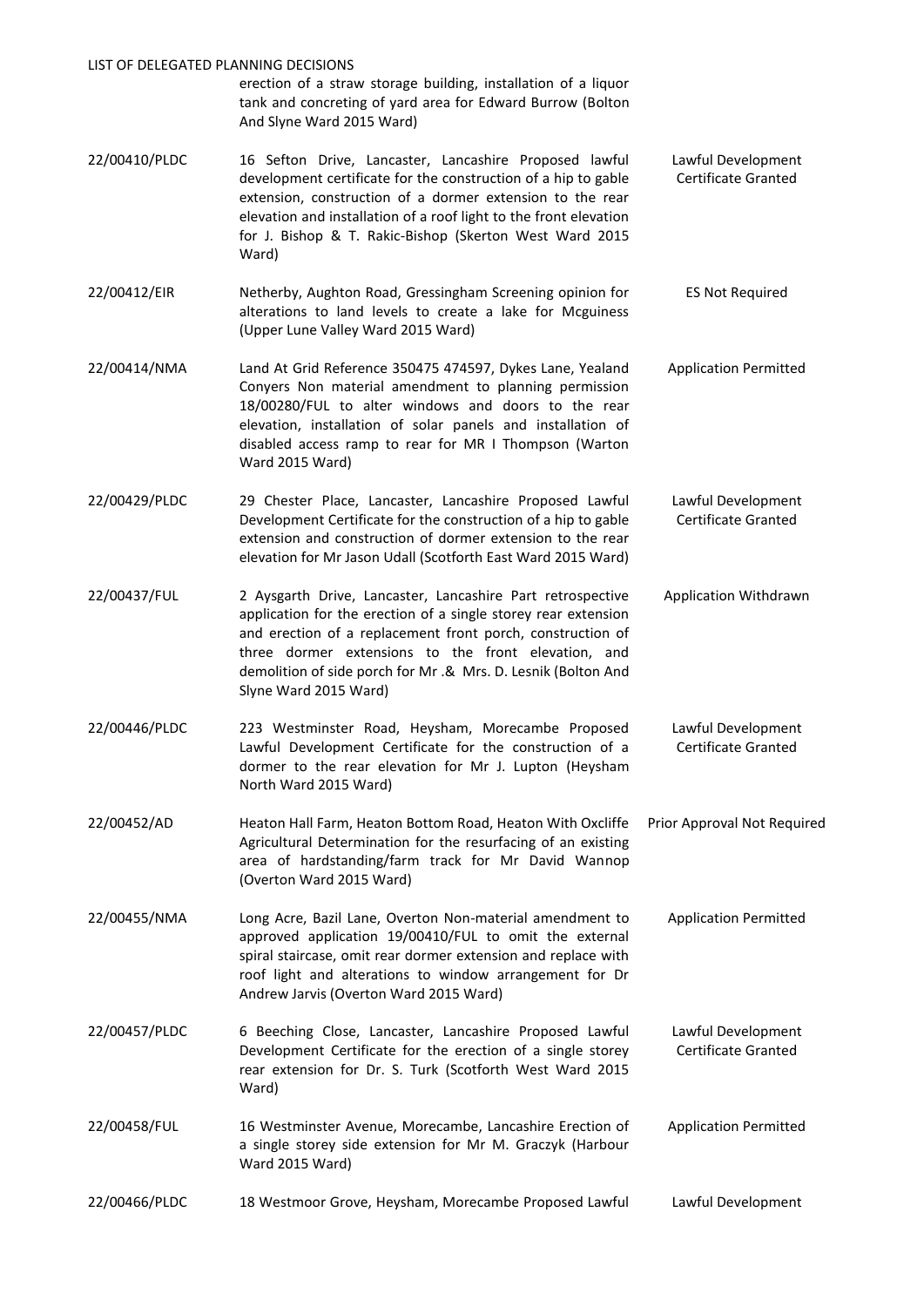LIST OF DELEGATED PLANNING DECISIONS

| | | |
|---|---|---|
| | erection of a straw storage building, installation of a liquor tank and concreting of yard area for Edward Burrow (Bolton And Slyne Ward 2015 Ward) | |
| 22/00410/PLDC | 16 Sefton Drive, Lancaster, Lancashire Proposed lawful development certificate for the construction of a hip to gable extension, construction of a dormer extension to the rear elevation and installation of a roof light to the front elevation for J. Bishop & T. Rakic-Bishop (Skerton West Ward 2015 Ward) | Lawful Development Certificate Granted |
| 22/00412/EIR | Netherby, Aughton Road, Gressingham Screening opinion for alterations to land levels to create a lake for Mcguiness (Upper Lune Valley Ward 2015 Ward) | ES Not Required |
| 22/00414/NMA | Land At Grid Reference 350475 474597, Dykes Lane, Yealand Conyers Non material amendment to planning permission 18/00280/FUL to alter windows and doors to the rear elevation, installation of solar panels and installation of disabled access ramp to rear for MR I Thompson (Warton Ward 2015 Ward) | Application Permitted |
| 22/00429/PLDC | 29 Chester Place, Lancaster, Lancashire Proposed Lawful Development Certificate for the construction of a hip to gable extension and construction of dormer extension to the rear elevation for Mr Jason Udall (Scotforth East Ward 2015 Ward) | Lawful Development Certificate Granted |
| 22/00437/FUL | 2 Aysgarth Drive, Lancaster, Lancashire Part retrospective application for the erection of a single storey rear extension and erection of a replacement front porch, construction of three dormer extensions to the front elevation, and demolition of side porch for Mr .& Mrs. D. Lesnik (Bolton And Slyne Ward 2015 Ward) | Application Withdrawn |
| 22/00446/PLDC | 223 Westminster Road, Heysham, Morecambe Proposed Lawful Development Certificate for the construction of a dormer to the rear elevation for Mr J. Lupton (Heysham North Ward 2015 Ward) | Lawful Development Certificate Granted |
| 22/00452/AD | Heaton Hall Farm, Heaton Bottom Road, Heaton With Oxcliffe Agricultural Determination for the resurfacing of an existing area of hardstanding/farm track for Mr David Wannop (Overton Ward 2015 Ward) | Prior Approval Not Required |
| 22/00455/NMA | Long Acre, Bazil Lane, Overton Non-material amendment to approved application 19/00410/FUL to omit the external spiral staircase, omit rear dormer extension and replace with roof light and alterations to window arrangement for Dr Andrew Jarvis (Overton Ward 2015 Ward) | Application Permitted |
| 22/00457/PLDC | 6 Beeching Close, Lancaster, Lancashire Proposed Lawful Development Certificate for the erection of a single storey rear extension for Dr. S. Turk (Scotforth West Ward 2015 Ward) | Lawful Development Certificate Granted |
| 22/00458/FUL | 16 Westminster Avenue, Morecambe, Lancashire Erection of a single storey side extension for Mr M. Graczyk (Harbour Ward 2015 Ward) | Application Permitted |
| 22/00466/PLDC | 18 Westmoor Grove, Heysham, Morecambe Proposed Lawful | Lawful Development |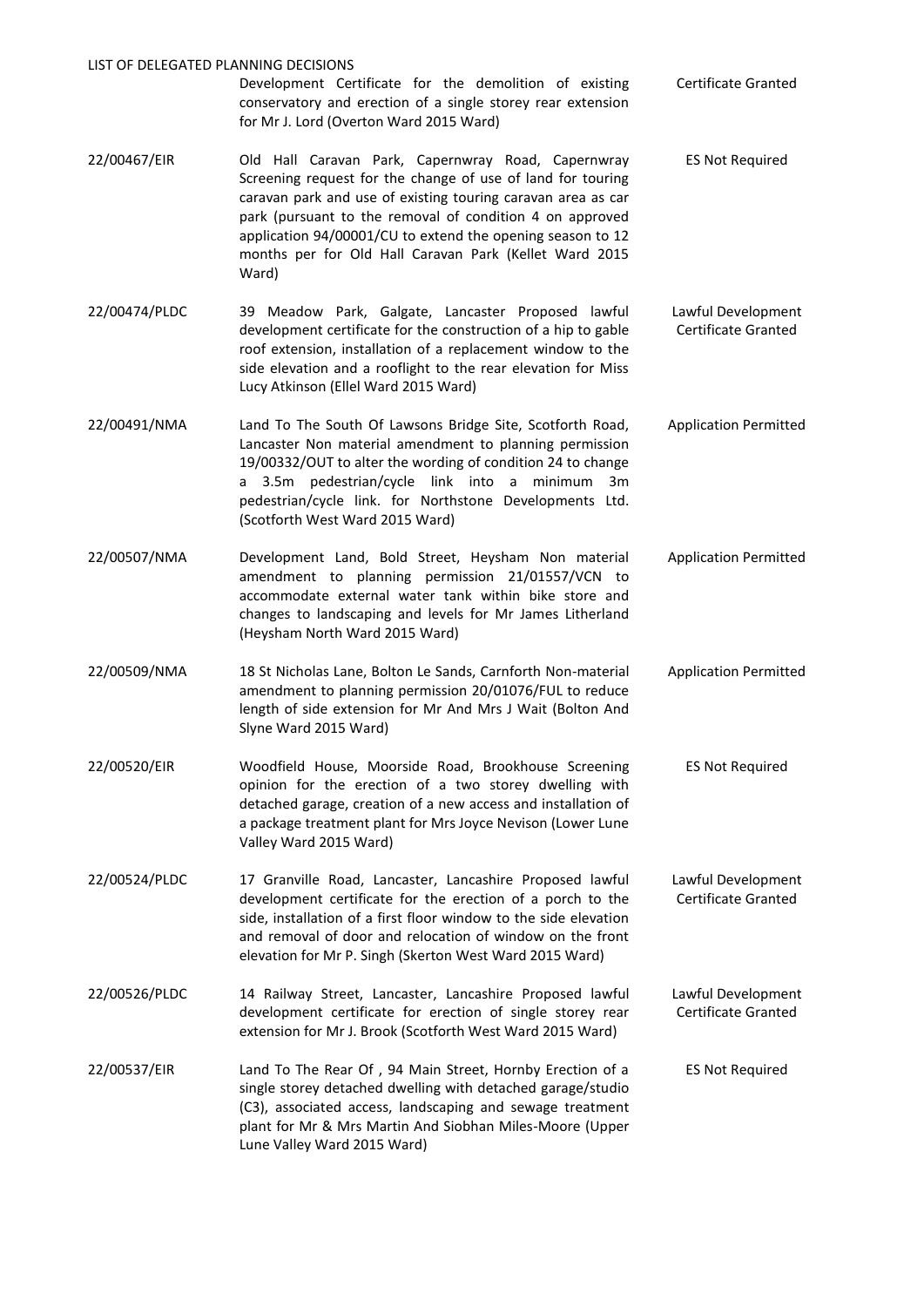LIST OF DELEGATED PLANNING DECISIONS

| | | |
|---|---|---|
| | Development Certificate for the demolition of existing conservatory and erection of a single storey rear extension for Mr J. Lord (Overton Ward 2015 Ward) | Certificate Granted |
| 22/00467/EIR | Old Hall Caravan Park, Capernwray Road, Capernwray Screening request for the change of use of land for touring caravan park and use of existing touring caravan area as car park (pursuant to the removal of condition 4 on approved application 94/00001/CU to extend the opening season to 12 months per for Old Hall Caravan Park (Kellet Ward 2015 Ward) | ES Not Required |
| 22/00474/PLDC | 39 Meadow Park, Galgate, Lancaster Proposed lawful development certificate for the construction of a hip to gable roof extension, installation of a replacement window to the side elevation and a rooflight to the rear elevation for Miss Lucy Atkinson (Ellel Ward 2015 Ward) | Lawful Development Certificate Granted |
| 22/00491/NMA | Land To The South Of Lawsons Bridge Site, Scotforth Road, Lancaster Non material amendment to planning permission 19/00332/OUT to alter the wording of condition 24 to change a 3.5m pedestrian/cycle link into a minimum 3m pedestrian/cycle link. for Northstone Developments Ltd. (Scotforth West Ward 2015 Ward) | Application Permitted |
| 22/00507/NMA | Development Land, Bold Street, Heysham Non material amendment to planning permission 21/01557/VCN to accommodate external water tank within bike store and changes to landscaping and levels for Mr James Litherland (Heysham North Ward 2015 Ward) | Application Permitted |
| 22/00509/NMA | 18 St Nicholas Lane, Bolton Le Sands, Carnforth Non-material amendment to planning permission 20/01076/FUL to reduce length of side extension for Mr And Mrs J Wait (Bolton And Slyne Ward 2015 Ward) | Application Permitted |
| 22/00520/EIR | Woodfield House, Moorside Road, Brookhouse Screening opinion for the erection of a two storey dwelling with detached garage, creation of a new access and installation of a package treatment plant for Mrs Joyce Nevison (Lower Lune Valley Ward 2015 Ward) | ES Not Required |
| 22/00524/PLDC | 17 Granville Road, Lancaster, Lancashire Proposed lawful development certificate for the erection of a porch to the side, installation of a first floor window to the side elevation and removal of door and relocation of window on the front elevation for Mr P. Singh (Skerton West Ward 2015 Ward) | Lawful Development Certificate Granted |
| 22/00526/PLDC | 14 Railway Street, Lancaster, Lancashire Proposed lawful development certificate for erection of single storey rear extension for Mr J. Brook (Scotforth West Ward 2015 Ward) | Lawful Development Certificate Granted |
| 22/00537/EIR | Land To The Rear Of , 94 Main Street, Hornby Erection of a single storey detached dwelling with detached garage/studio (C3), associated access, landscaping and sewage treatment plant for Mr & Mrs Martin And Siobhan Miles-Moore (Upper Lune Valley Ward 2015 Ward) | ES Not Required |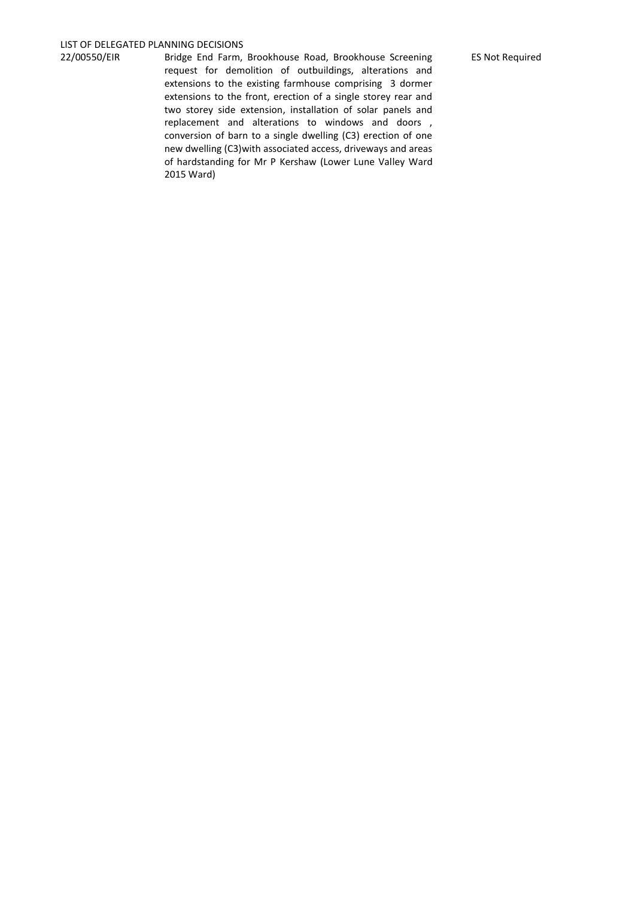LIST OF DELEGATED PLANNING DECISIONS

| | | |
|---|---|---|
| 22/00550/EIR | Bridge End Farm, Brookhouse Road, Brookhouse Screening request for demolition of outbuildings, alterations and extensions to the existing farmhouse comprising 3 dormer extensions to the front, erection of a single storey rear and two storey side extension, installation of solar panels and replacement and alterations to windows and doors , conversion of barn to a single dwelling (C3) erection of one new dwelling (C3)with associated access, driveways and areas of hardstanding for Mr P Kershaw (Lower Lune Valley Ward 2015 Ward) | ES Not Required |